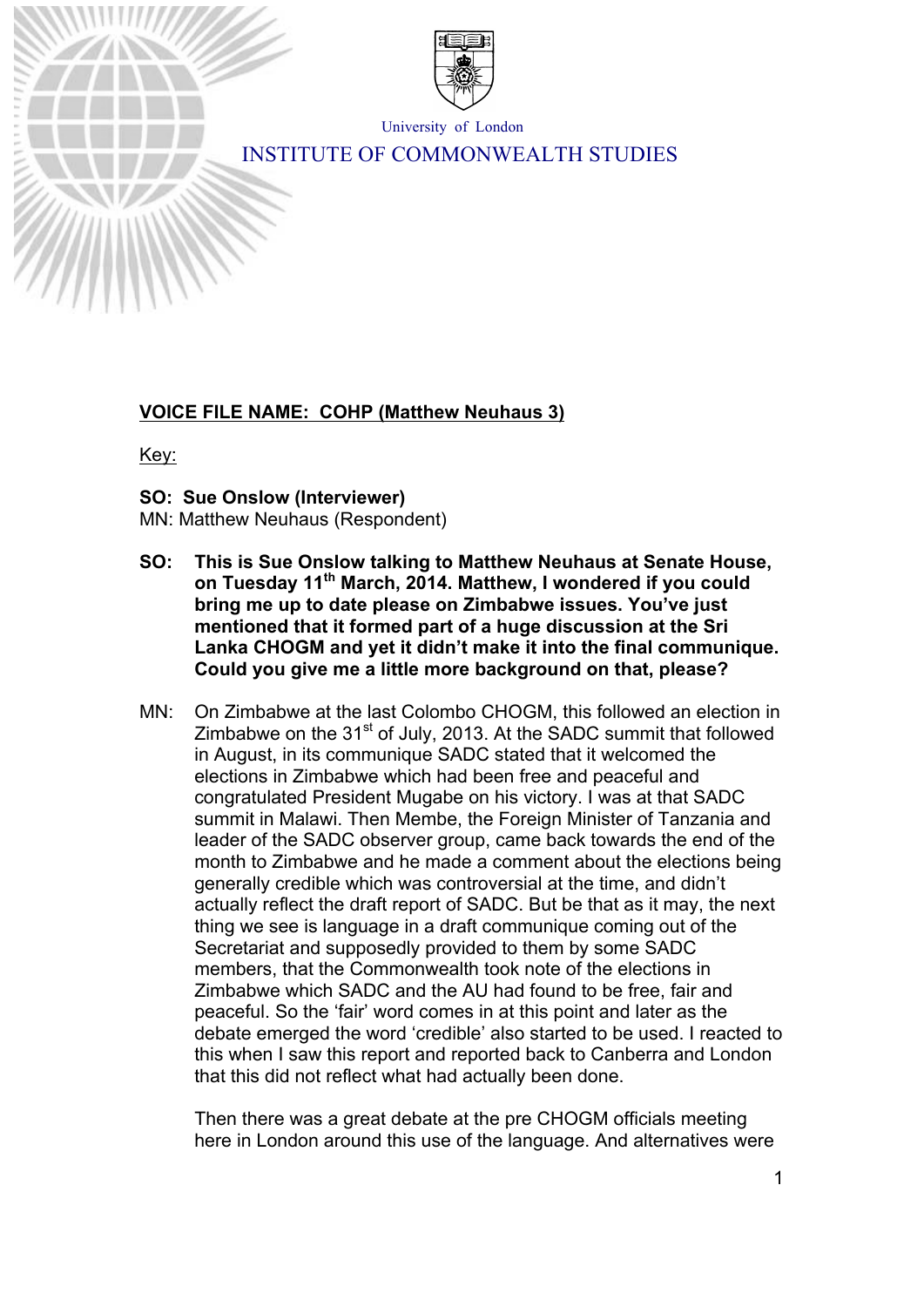University of London

INSTITUTE OF COMMONWEALTH STUDIES

**<u>VOICE FILE NAME: COHP (Matthew Neuhaus 3)</u>**

<u>Key:</u>

**SO: Sue Onslow (Interviewer)**
MN: Matthew Neuhaus (Respondent)

**SO: This is Sue Onslow talking to Matthew Neuhaus at Senate House, on Tuesday 11th March, 2014. Matthew, I wondered if you could bring me up to date please on Zimbabwe issues. You've just mentioned that it formed part of a huge discussion at the Sri Lanka CHOGM and yet it didn't make it into the final communique. Could you give me a little more background on that, please?**

MN: On Zimbabwe at the last Colombo CHOGM, this followed an election in Zimbabwe on the 31st of July, 2013. At the SADC summit that followed in August, in its communique SADC stated that it welcomed the elections in Zimbabwe which had been free and peaceful and congratulated President Mugabe on his victory. I was at that SADC summit in Malawi. Then Membe, the Foreign Minister of Tanzania and leader of the SADC observer group, came back towards the end of the month to Zimbabwe and he made a comment about the elections being generally credible which was controversial at the time, and didn't actually reflect the draft report of SADC. But be that as it may, the next thing we see is language in a draft communique coming out of the Secretariat and supposedly provided to them by some SADC members, that the Commonwealth took note of the elections in Zimbabwe which SADC and the AU had found to be free, fair and peaceful. So the 'fair' word comes in at this point and later as the debate emerged the word 'credible' also started to be used. I reacted to this when I saw this report and reported back to Canberra and London that this did not reflect what had actually been done.

Then there was a great debate at the pre CHOGM officials meeting here in London around this use of the language. And alternatives were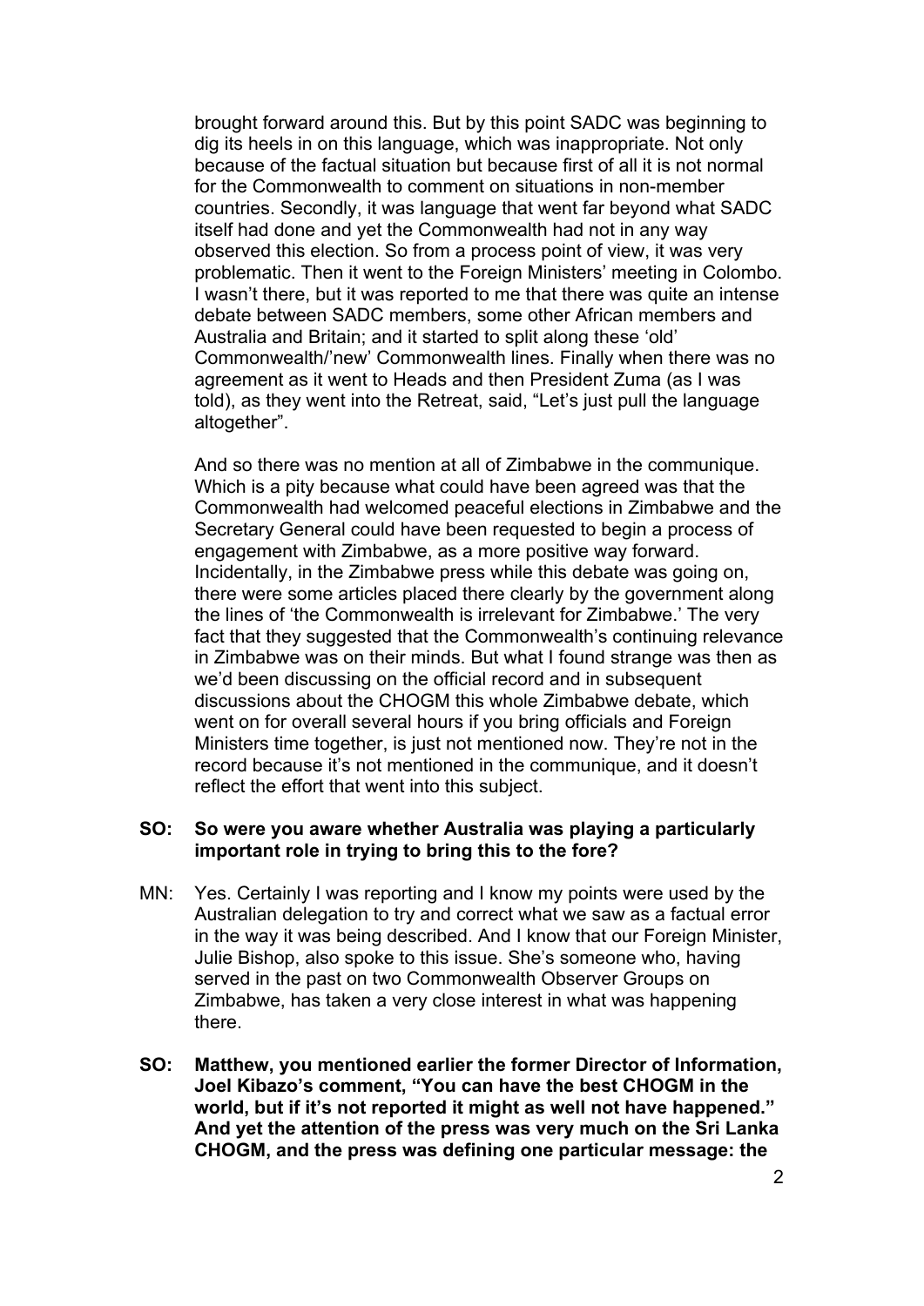brought forward around this. But by this point SADC was beginning to dig its heels in on this language, which was inappropriate. Not only because of the factual situation but because first of all it is not normal for the Commonwealth to comment on situations in non-member countries. Secondly, it was language that went far beyond what SADC itself had done and yet the Commonwealth had not in any way observed this election. So from a process point of view, it was very problematic. Then it went to the Foreign Ministers' meeting in Colombo. I wasn't there, but it was reported to me that there was quite an intense debate between SADC members, some other African members and Australia and Britain; and it started to split along these 'old' Commonwealth/'new' Commonwealth lines. Finally when there was no agreement as it went to Heads and then President Zuma (as I was told), as they went into the Retreat, said, "Let's just pull the language altogether".

And so there was no mention at all of Zimbabwe in the communique. Which is a pity because what could have been agreed was that the Commonwealth had welcomed peaceful elections in Zimbabwe and the Secretary General could have been requested to begin a process of engagement with Zimbabwe, as a more positive way forward. Incidentally, in the Zimbabwe press while this debate was going on, there were some articles placed there clearly by the government along the lines of 'the Commonwealth is irrelevant for Zimbabwe.' The very fact that they suggested that the Commonwealth's continuing relevance in Zimbabwe was on their minds. But what I found strange was then as we'd been discussing on the official record and in subsequent discussions about the CHOGM this whole Zimbabwe debate, which went on for overall several hours if you bring officials and Foreign Ministers time together, is just not mentioned now. They're not in the record because it's not mentioned in the communique, and it doesn't reflect the effort that went into this subject.

**SO: So were you aware whether Australia was playing a particularly important role in trying to bring this to the fore?**

MN: Yes. Certainly I was reporting and I know my points were used by the Australian delegation to try and correct what we saw as a factual error in the way it was being described. And I know that our Foreign Minister, Julie Bishop, also spoke to this issue. She's someone who, having served in the past on two Commonwealth Observer Groups on Zimbabwe, has taken a very close interest in what was happening there.

**SO: Matthew, you mentioned earlier the former Director of Information, Joel Kibazo's comment, "You can have the best CHOGM in the world, but if it's not reported it might as well not have happened." And yet the attention of the press was very much on the Sri Lanka CHOGM, and the press was defining one particular message: the**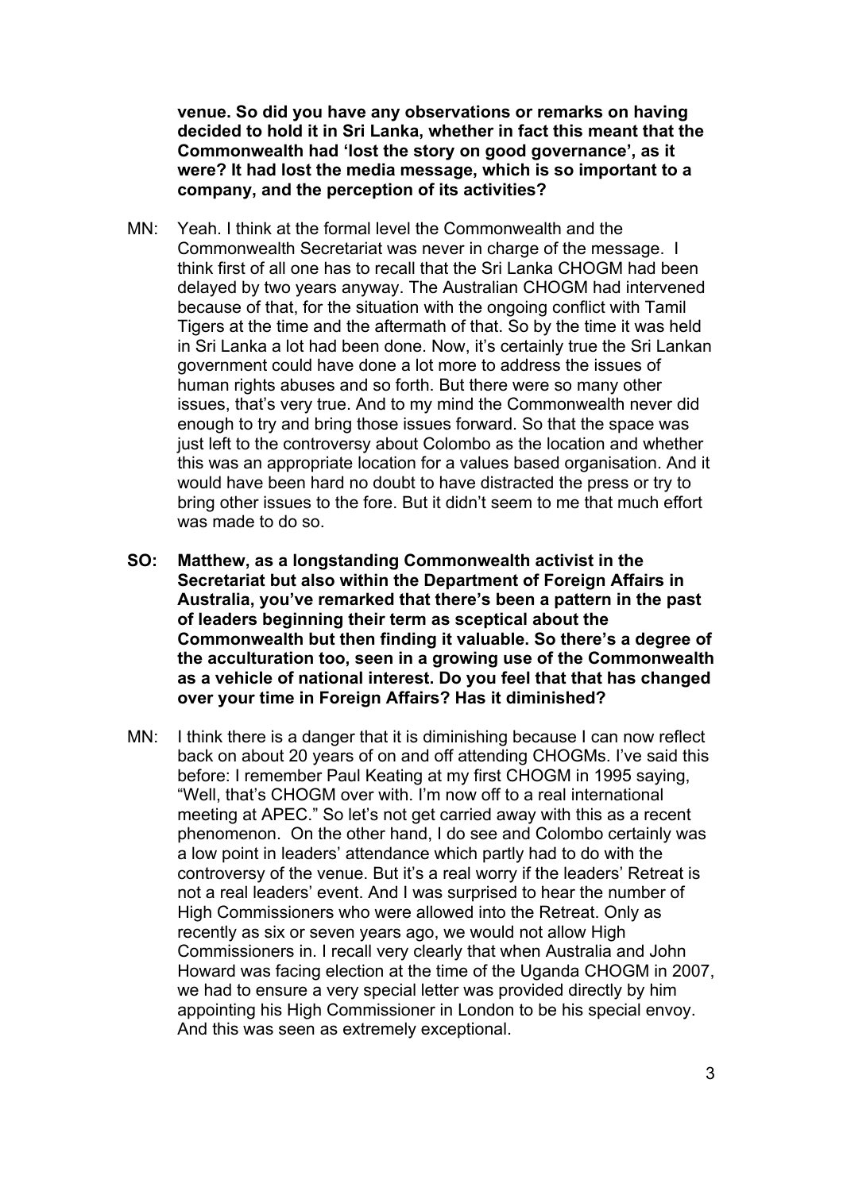**venue. So did you have any observations or remarks on having decided to hold it in Sri Lanka, whether in fact this meant that the Commonwealth had 'lost the story on good governance', as it were? It had lost the media message, which is so important to a company, and the perception of its activities?**

MN: Yeah. I think at the formal level the Commonwealth and the Commonwealth Secretariat was never in charge of the message. I think first of all one has to recall that the Sri Lanka CHOGM had been delayed by two years anyway. The Australian CHOGM had intervened because of that, for the situation with the ongoing conflict with Tamil Tigers at the time and the aftermath of that. So by the time it was held in Sri Lanka a lot had been done. Now, it's certainly true the Sri Lankan government could have done a lot more to address the issues of human rights abuses and so forth. But there were so many other issues, that's very true. And to my mind the Commonwealth never did enough to try and bring those issues forward. So that the space was just left to the controversy about Colombo as the location and whether this was an appropriate location for a values based organisation. And it would have been hard no doubt to have distracted the press or try to bring other issues to the fore. But it didn't seem to me that much effort was made to do so.

**SO: Matthew, as a longstanding Commonwealth activist in the Secretariat but also within the Department of Foreign Affairs in Australia, you've remarked that there's been a pattern in the past of leaders beginning their term as sceptical about the Commonwealth but then finding it valuable. So there's a degree of the acculturation too, seen in a growing use of the Commonwealth as a vehicle of national interest. Do you feel that that has changed over your time in Foreign Affairs? Has it diminished?**

MN: I think there is a danger that it is diminishing because I can now reflect back on about 20 years of on and off attending CHOGMs. I've said this before: I remember Paul Keating at my first CHOGM in 1995 saying, "Well, that's CHOGM over with. I'm now off to a real international meeting at APEC." So let's not get carried away with this as a recent phenomenon. On the other hand, I do see and Colombo certainly was a low point in leaders' attendance which partly had to do with the controversy of the venue. But it's a real worry if the leaders' Retreat is not a real leaders' event. And I was surprised to hear the number of High Commissioners who were allowed into the Retreat. Only as recently as six or seven years ago, we would not allow High Commissioners in. I recall very clearly that when Australia and John Howard was facing election at the time of the Uganda CHOGM in 2007, we had to ensure a very special letter was provided directly by him appointing his High Commissioner in London to be his special envoy. And this was seen as extremely exceptional.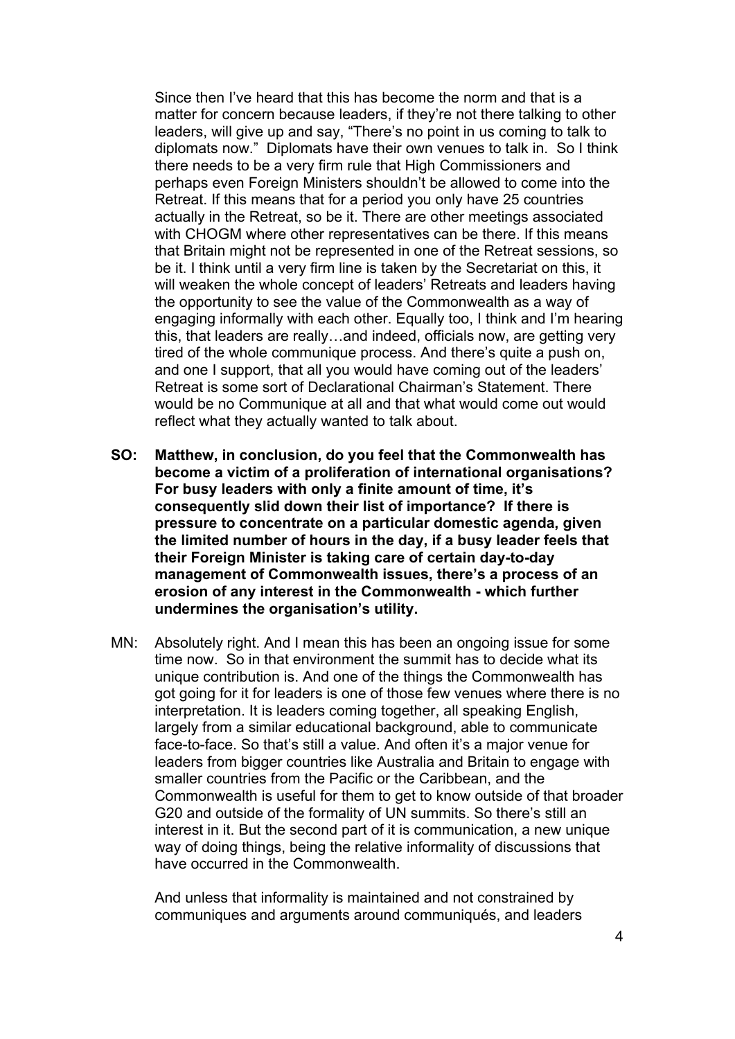Since then I've heard that this has become the norm and that is a matter for concern because leaders, if they're not there talking to other leaders, will give up and say, "There's no point in us coming to talk to diplomats now." Diplomats have their own venues to talk in. So I think there needs to be a very firm rule that High Commissioners and perhaps even Foreign Ministers shouldn't be allowed to come into the Retreat. If this means that for a period you only have 25 countries actually in the Retreat, so be it. There are other meetings associated with CHOGM where other representatives can be there. If this means that Britain might not be represented in one of the Retreat sessions, so be it. I think until a very firm line is taken by the Secretariat on this, it will weaken the whole concept of leaders' Retreats and leaders having the opportunity to see the value of the Commonwealth as a way of engaging informally with each other. Equally too, I think and I'm hearing this, that leaders are really…and indeed, officials now, are getting very tired of the whole communique process. And there's quite a push on, and one I support, that all you would have coming out of the leaders' Retreat is some sort of Declarational Chairman's Statement. There would be no Communique at all and that what would come out would reflect what they actually wanted to talk about.

**SO: Matthew, in conclusion, do you feel that the Commonwealth has become a victim of a proliferation of international organisations? For busy leaders with only a finite amount of time, it's consequently slid down their list of importance? If there is pressure to concentrate on a particular domestic agenda, given the limited number of hours in the day, if a busy leader feels that their Foreign Minister is taking care of certain day-to-day management of Commonwealth issues, there's a process of an erosion of any interest in the Commonwealth - which further undermines the organisation's utility.**

MN: Absolutely right. And I mean this has been an ongoing issue for some time now. So in that environment the summit has to decide what its unique contribution is. And one of the things the Commonwealth has got going for it for leaders is one of those few venues where there is no interpretation. It is leaders coming together, all speaking English, largely from a similar educational background, able to communicate face-to-face. So that's still a value. And often it's a major venue for leaders from bigger countries like Australia and Britain to engage with smaller countries from the Pacific or the Caribbean, and the Commonwealth is useful for them to get to know outside of that broader G20 and outside of the formality of UN summits. So there's still an interest in it. But the second part of it is communication, a new unique way of doing things, being the relative informality of discussions that have occurred in the Commonwealth.

And unless that informality is maintained and not constrained by communiques and arguments around communiqués, and leaders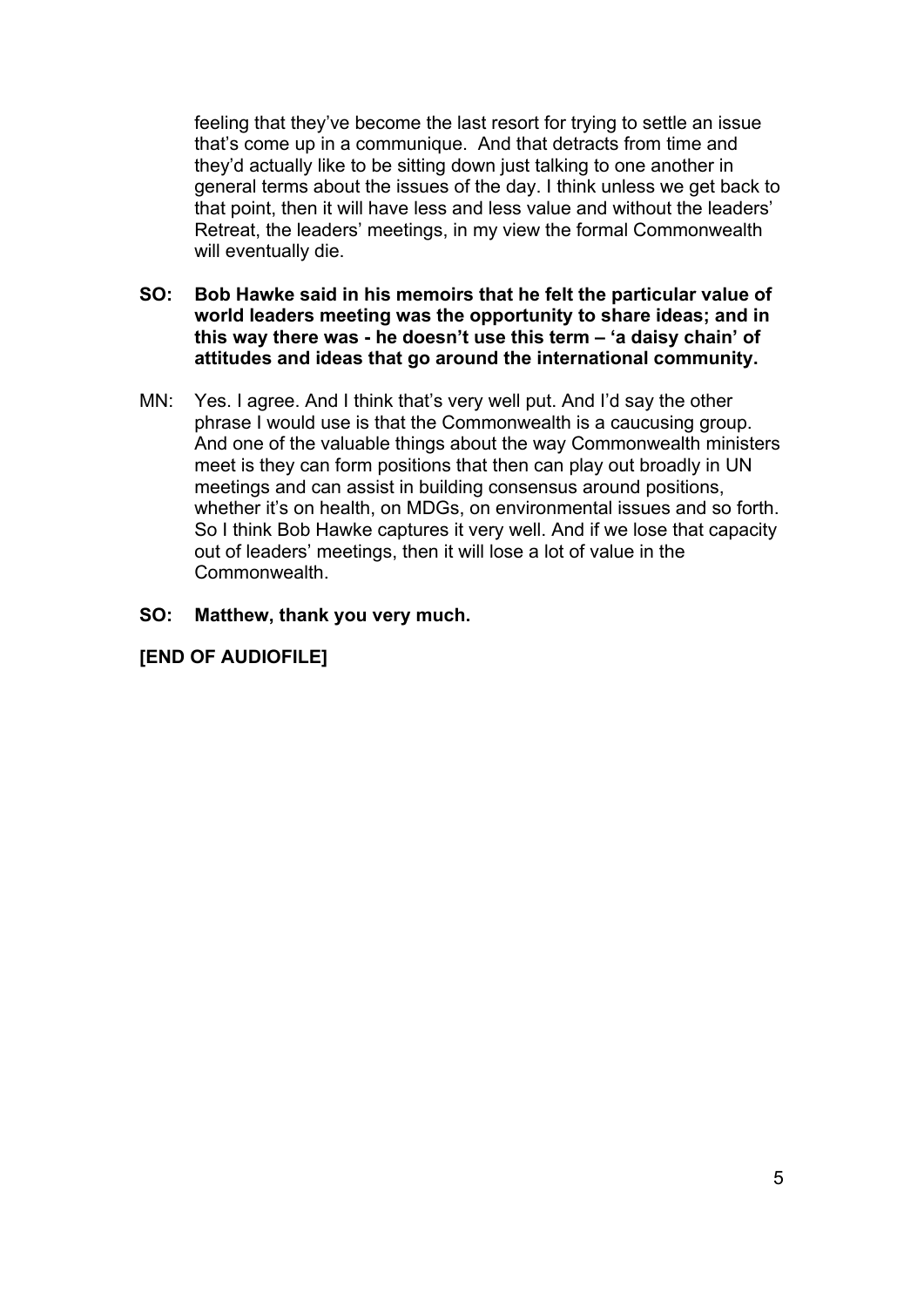feeling that they've become the last resort for trying to settle an issue that's come up in a communique. And that detracts from time and they'd actually like to be sitting down just talking to one another in general terms about the issues of the day. I think unless we get back to that point, then it will have less and less value and without the leaders' Retreat, the leaders' meetings, in my view the formal Commonwealth will eventually die.

**SO: Bob Hawke said in his memoirs that he felt the particular value of world leaders meeting was the opportunity to share ideas; and in this way there was - he doesn't use this term – 'a daisy chain' of attitudes and ideas that go around the international community.**

MN: Yes. I agree. And I think that's very well put. And I'd say the other phrase I would use is that the Commonwealth is a caucusing group. And one of the valuable things about the way Commonwealth ministers meet is they can form positions that then can play out broadly in UN meetings and can assist in building consensus around positions, whether it's on health, on MDGs, on environmental issues and so forth. So I think Bob Hawke captures it very well. And if we lose that capacity out of leaders' meetings, then it will lose a lot of value in the Commonwealth.

**SO: Matthew, thank you very much.**

**[END OF AUDIOFILE]**